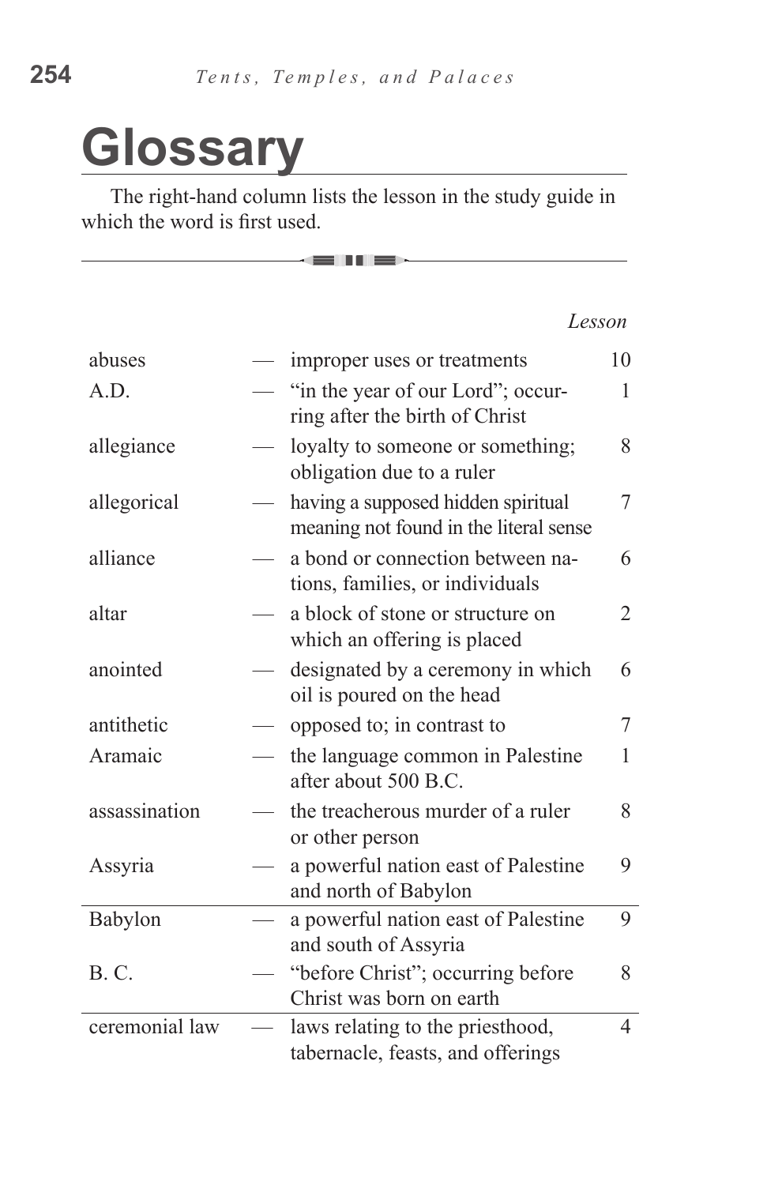# Glossary

The right-hand column lists the lesson in the study guide in which the word is first used.

| Term | | Definition | Lesson |
|---|---|---|---|
| abuses | — | improper uses or treatments | 10 |
| A.D. | — | "in the year of our Lord"; occurring after the birth of Christ | 1 |
| allegiance | — | loyalty to someone or something; obligation due to a ruler | 8 |
| allegorical | — | having a supposed hidden spiritual meaning not found in the literal sense | 7 |
| alliance | — | a bond or connection between nations, families, or individuals | 6 |
| altar | — | a block of stone or structure on which an offering is placed | 2 |
| anointed | — | designated by a ceremony in which oil is poured on the head | 6 |
| antithetic | — | opposed to; in contrast to | 7 |
| Aramaic | — | the language common in Palestine after about 500 B.C. | 1 |
| assassination | — | the treacherous murder of a ruler or other person | 8 |
| Assyria | — | a powerful nation east of Palestine and north of Babylon | 9 |
| Babylon | — | a powerful nation east of Palestine and south of Assyria | 9 |
| B. C. | — | "before Christ"; occurring before Christ was born on earth | 8 |
| ceremonial law | — | laws relating to the priesthood, tabernacle, feasts, and offerings | 4 |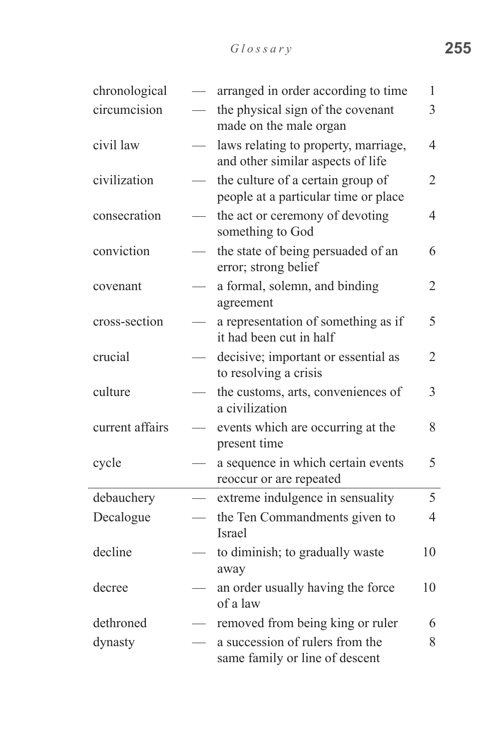| Term | | Definition | Chapter |
|---|---|---|---|
| chronological | — | arranged in order according to time | 1 |
| circumcision | — | the physical sign of the covenant made on the male organ | 3 |
| civil law | — | laws relating to property, marriage, and other similar aspects of life | 4 |
| civilization | — | the culture of a certain group of people at a particular time or place | 2 |
| consecration | — | the act or ceremony of devoting something to God | 4 |
| conviction | — | the state of being persuaded of an error; strong belief | 6 |
| covenant | — | a formal, solemn, and binding agreement | 2 |
| cross-section | — | a representation of something as if it had been cut in half | 5 |
| crucial | — | decisive; important or essential as to resolving a crisis | 2 |
| culture | — | the customs, arts, conveniences of a civilization | 3 |
| current affairs | — | events which are occurring at the present time | 8 |
| cycle | — | a sequence in which certain events reoccur or are repeated | 5 |
| debauchery | — | extreme indulgence in sensuality | 5 |
| Decalogue | — | the Ten Commandments given to Israel | 4 |
| decline | — | to diminish; to gradually waste away | 10 |
| decree | — | an order usually having the force of a law | 10 |
| dethroned | — | removed from being king or ruler | 6 |
| dynasty | — | a succession of rulers from the same family or line of descent | 8 |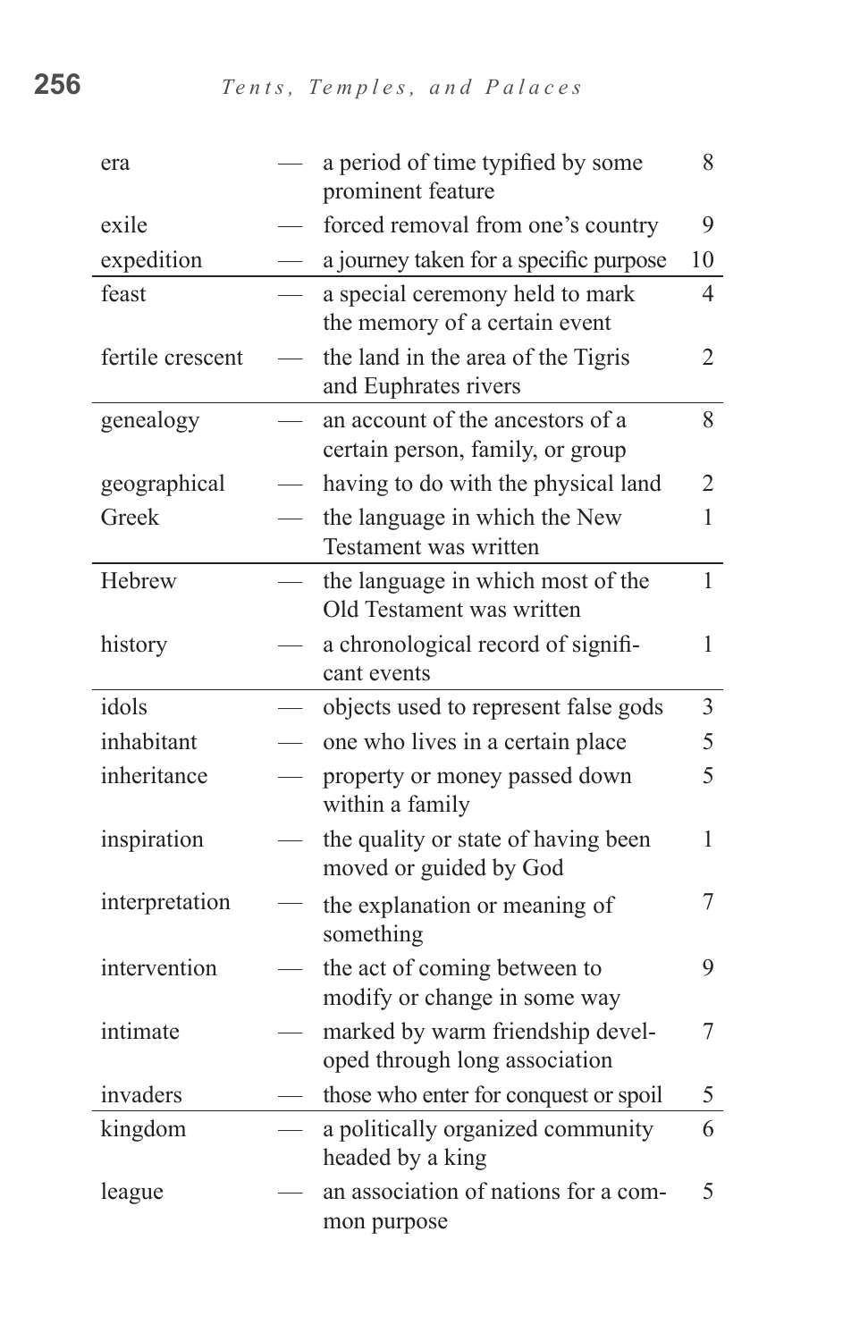| Term | | Definition | Chapter |
|---|---|---|---|
| era | — | a period of time typified by some prominent feature | 8 |
| exile | — | forced removal from one's country | 9 |
| expedition | — | a journey taken for a specific purpose | 10 |
| feast | — | a special ceremony held to mark the memory of a certain event | 4 |
| fertile crescent | — | the land in the area of the Tigris and Euphrates rivers | 2 |
| genealogy | — | an account of the ancestors of a certain person, family, or group | 8 |
| geographical | — | having to do with the physical land | 2 |
| Greek | — | the language in which the New Testament was written | 1 |
| Hebrew | — | the language in which most of the Old Testament was written | 1 |
| history | — | a chronological record of significant events | 1 |
| idols | — | objects used to represent false gods | 3 |
| inhabitant | — | one who lives in a certain place | 5 |
| inheritance | — | property or money passed down within a family | 5 |
| inspiration | — | the quality or state of having been moved or guided by God | 1 |
| interpretation | — | the explanation or meaning of something | 7 |
| intervention | — | the act of coming between to modify or change in some way | 9 |
| intimate | — | marked by warm friendship developed through long association | 7 |
| invaders | — | those who enter for conquest or spoil | 5 |
| kingdom | — | a politically organized community headed by a king | 6 |
| league | — | an association of nations for a common purpose | 5 |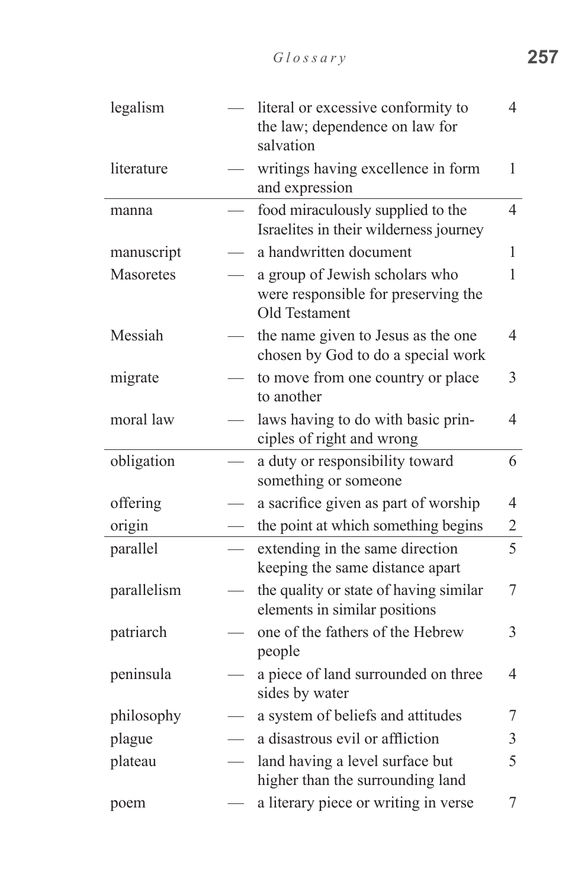| Term | | Definition | Chapter |
|---|---|---|---|
| legalism | — | literal or excessive conformity to the law; dependence on law for salvation | 4 |
| literature | — | writings having excellence in form and expression | 1 |
| manna | — | food miraculously supplied to the Israelites in their wilderness journey | 4 |
| manuscript | — | a handwritten document | 1 |
| Masoretes | — | a group of Jewish scholars who were responsible for preserving the Old Testament | 1 |
| Messiah | — | the name given to Jesus as the one chosen by God to do a special work | 4 |
| migrate | — | to move from one country or place to another | 3 |
| moral law | — | laws having to do with basic principles of right and wrong | 4 |
| obligation | — | a duty or responsibility toward something or someone | 6 |
| offering | — | a sacrifice given as part of worship | 4 |
| origin | — | the point at which something begins | 2 |
| parallel | — | extending in the same direction keeping the same distance apart | 5 |
| parallelism | — | the quality or state of having similar elements in similar positions | 7 |
| patriarch | — | one of the fathers of the Hebrew people | 3 |
| peninsula | — | a piece of land surrounded on three sides by water | 4 |
| philosophy | — | a system of beliefs and attitudes | 7 |
| plague | — | a disastrous evil or affliction | 3 |
| plateau | — | land having a level surface but higher than the surrounding land | 5 |
| poem | — | a literary piece or writing in verse | 7 |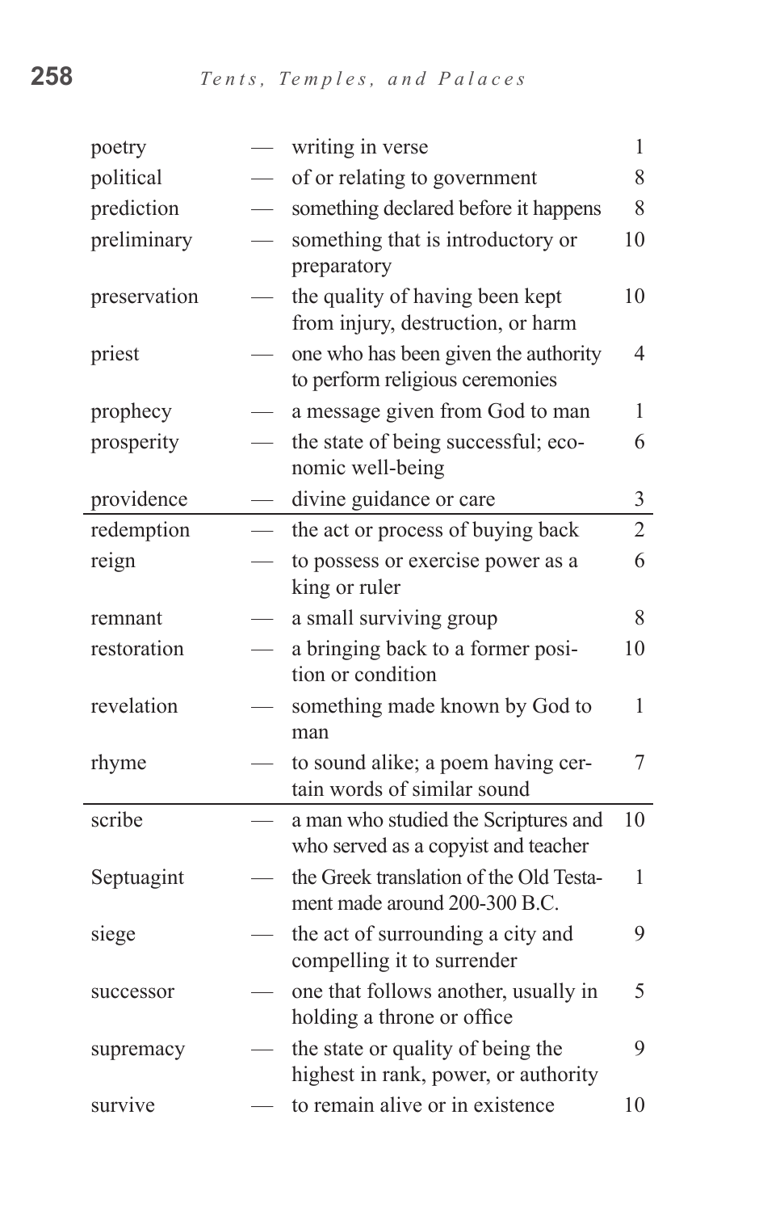| | | | |
|---|---|---|---|
| poetry | — | writing in verse | 1 |
| political | — | of or relating to government | 8 |
| prediction | — | something declared before it happens | 8 |
| preliminary | — | something that is introductory or preparatory | 10 |
| preservation | — | the quality of having been kept from injury, destruction, or harm | 10 |
| priest | — | one who has been given the authority to perform religious ceremonies | 4 |
| prophecy | — | a message given from God to man | 1 |
| prosperity | — | the state of being successful; economic well-being | 6 |
| providence | — | divine guidance or care | 3 |
| redemption | — | the act or process of buying back | 2 |
| reign | — | to possess or exercise power as a king or ruler | 6 |
| remnant | — | a small surviving group | 8 |
| restoration | — | a bringing back to a former position or condition | 10 |
| revelation | — | something made known by God to man | 1 |
| rhyme | — | to sound alike; a poem having certain words of similar sound | 7 |
| scribe | — | a man who studied the Scriptures and who served as a copyist and teacher | 10 |
| Septuagint | — | the Greek translation of the Old Testament made around 200-300 B.C. | 1 |
| siege | — | the act of surrounding a city and compelling it to surrender | 9 |
| successor | — | one that follows another, usually in holding a throne or office | 5 |
| supremacy | — | the state or quality of being the highest in rank, power, or authority | 9 |
| survive | — | to remain alive or in existence | 10 |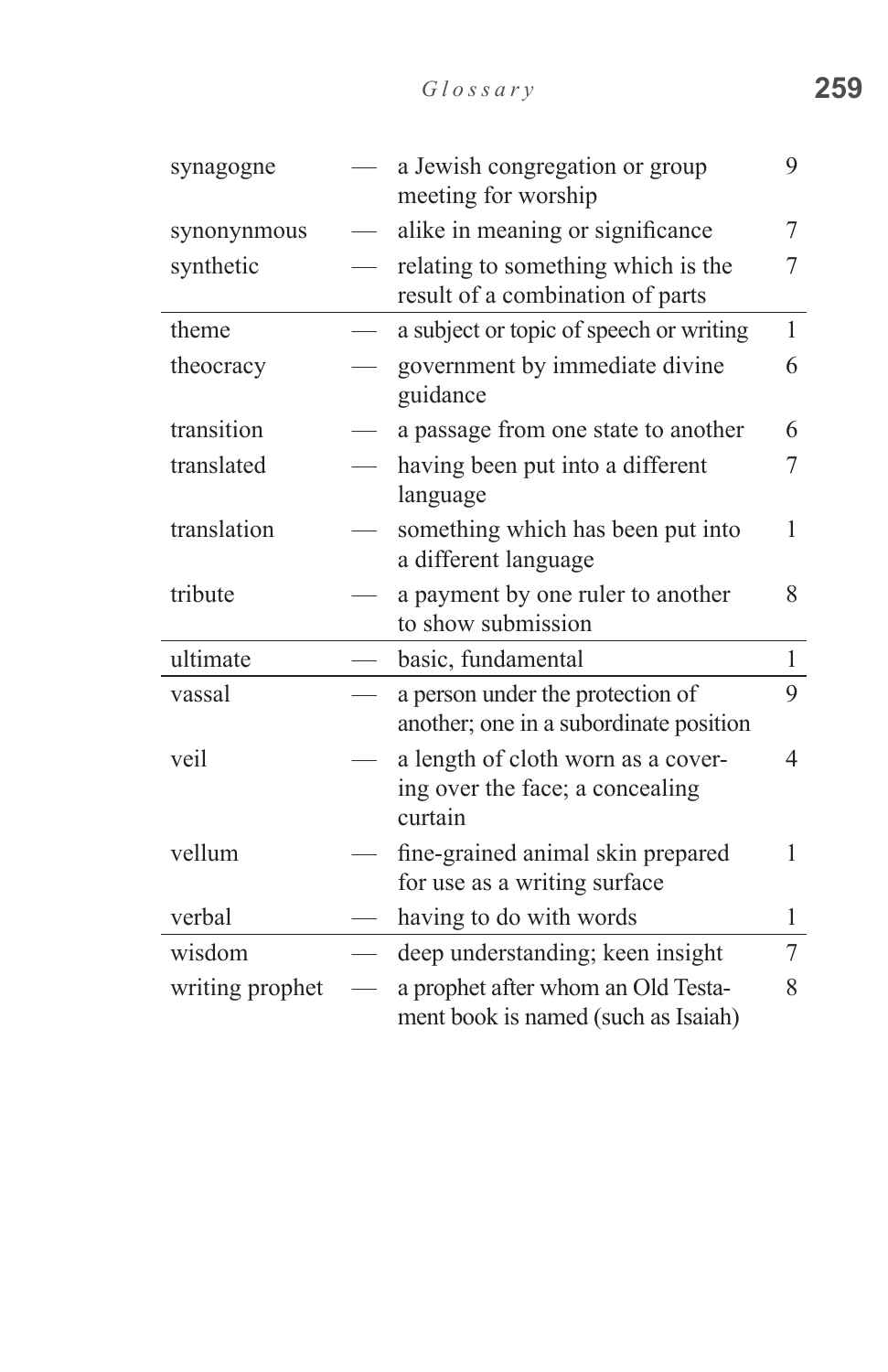| | | | |
|---|---|---|---|
| synagogne | — | a Jewish congregation or group meeting for worship | 9 |
| synonynmous | — | alike in meaning or significance | 7 |
| synthetic | — | relating to something which is the result of a combination of parts | 7 |
| theme | — | a subject or topic of speech or writing | 1 |
| theocracy | — | government by immediate divine guidance | 6 |
| transition | — | a passage from one state to another | 6 |
| translated | — | having been put into a different language | 7 |
| translation | — | something which has been put into a different language | 1 |
| tribute | — | a payment by one ruler to another to show submission | 8 |
| ultimate | — | basic, fundamental | 1 |
| vassal | — | a person under the protection of another; one in a subordinate position | 9 |
| veil | — | a length of cloth worn as a covering over the face; a concealing curtain | 4 |
| vellum | — | fine-grained animal skin prepared for use as a writing surface | 1 |
| verbal | — | having to do with words | 1 |
| wisdom | — | deep understanding; keen insight | 7 |
| writing prophet | — | a prophet after whom an Old Testament book is named (such as Isaiah) | 8 |